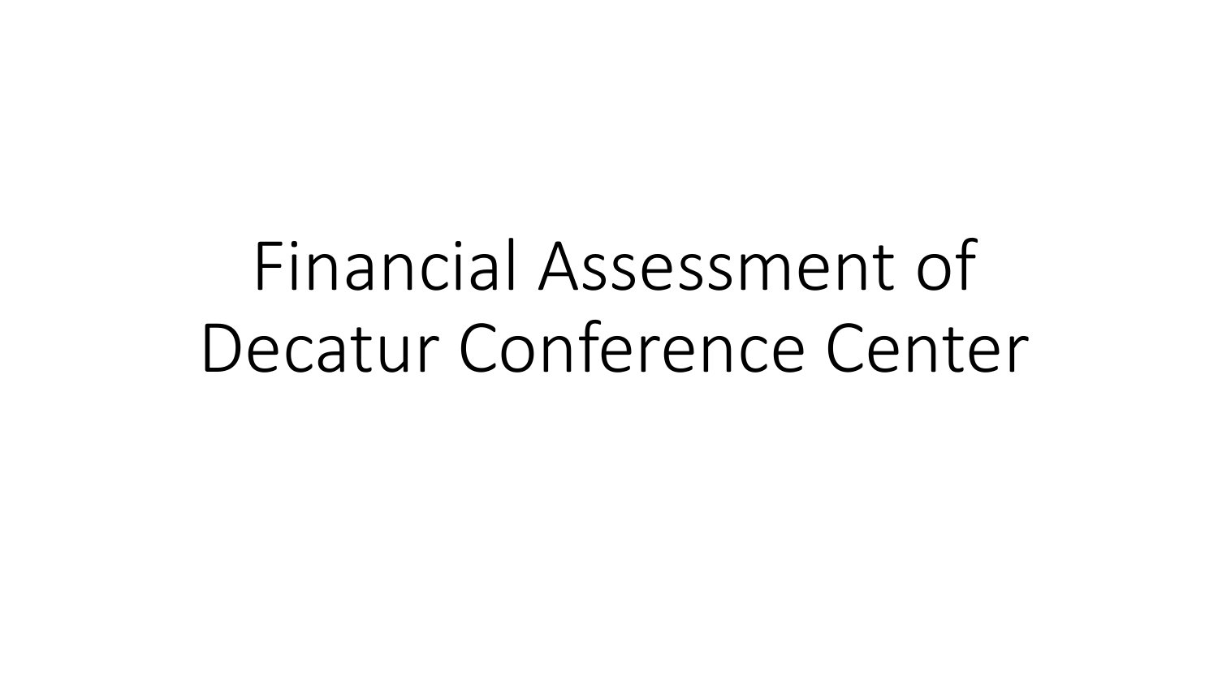# Financial Assessment of Decatur Conference Center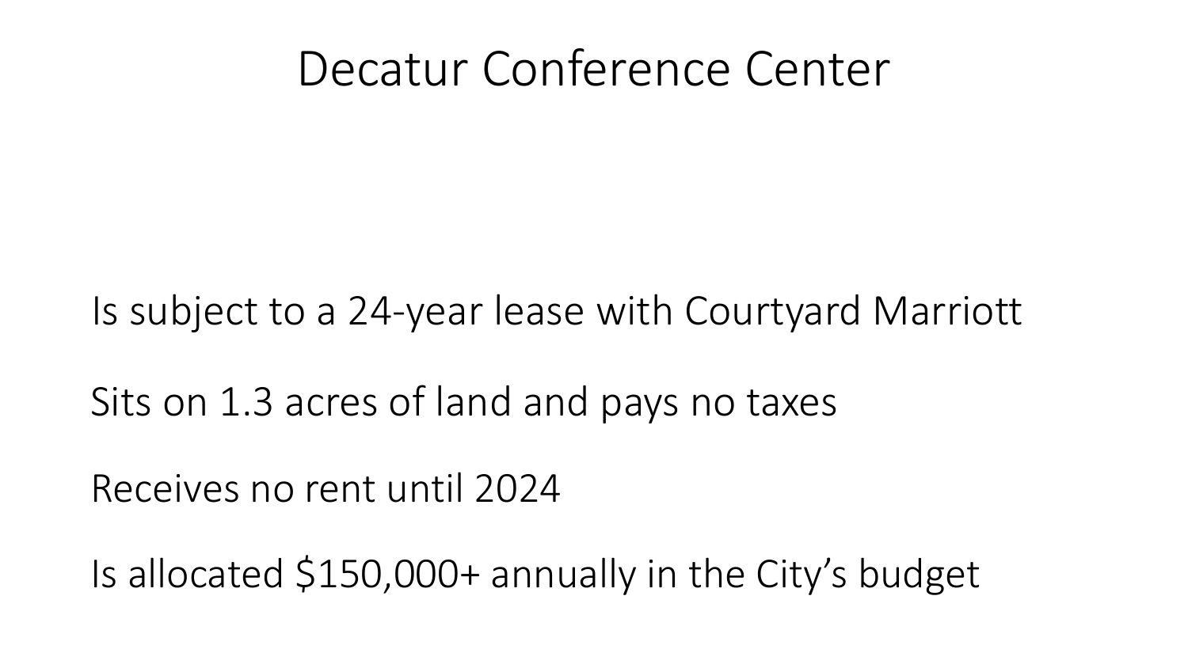# Decatur Conference Center

Is subject to a 24-year lease with Courtyard Marriott

Sits on 1.3 acres of land and pays no taxes

Receives no rent until 2024

Is allocated $150,000+ annually in the City's budget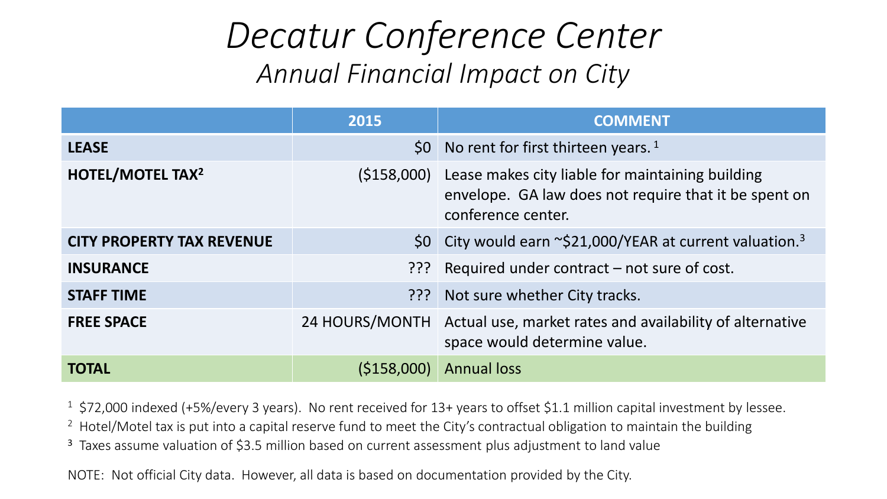# *Decatur Conference Center*

## *Annual Financial Impact on City*

| | 2015 | COMMENT |
|---|---|---|
| **LEASE** | $0 | No rent for first thirteen years. [1] |
| **HOTEL/MOTEL TAX**[2] | ($158,000) | Lease makes city liable for maintaining building envelope. GA law does not require that it be spent on conference center. |
| **CITY PROPERTY TAX REVENUE** | $0 | City would earn ~$21,000/YEAR at current valuation.[3] |
| **INSURANCE** | ??? | Required under contract – not sure of cost. |
| **STAFF TIME** | ??? | Not sure whether City tracks. |
| **FREE SPACE** | 24 HOURS/MONTH | Actual use, market rates and availability of alternative space would determine value. |
| **TOTAL** | ($158,000) | Annual loss |

[1] $72,000 indexed (+5%/every 3 years). No rent received for 13+ years to offset $1.1 million capital investment by lessee.

[2] Hotel/Motel tax is put into a capital reserve fund to meet the City's contractual obligation to maintain the building

[3] Taxes assume valuation of $3.5 million based on current assessment plus adjustment to land value

NOTE: Not official City data. However, all data is based on documentation provided by the City.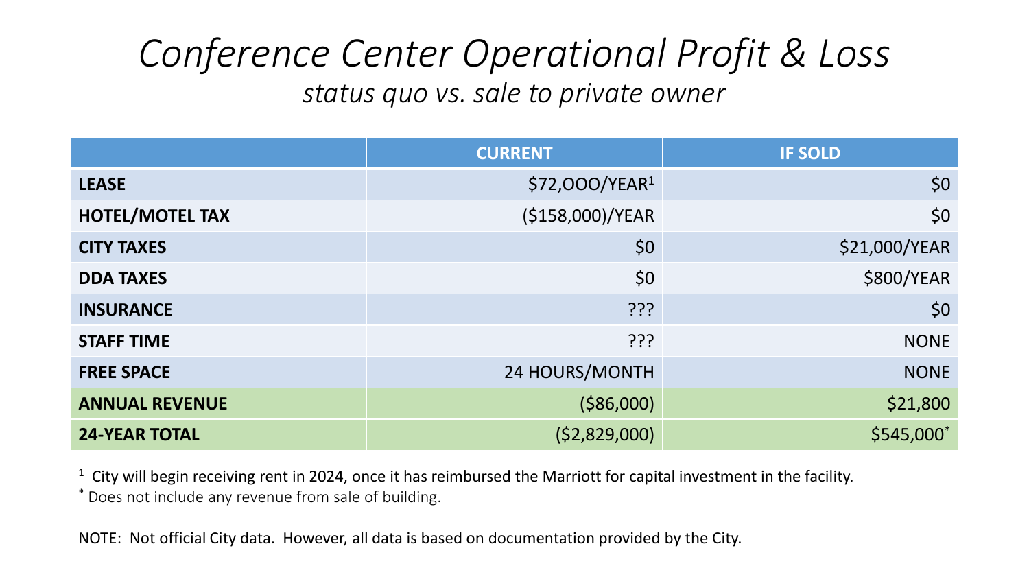# *Conference Center Operational Profit & Loss*

*status quo vs. sale to private owner*

| | CURRENT | IF SOLD |
|---|---:|---:|
| **LEASE** | $72,OOO/YEAR[1] | $0 |
| **HOTEL/MOTEL TAX** | ($158,000)/YEAR | $0 |
| **CITY TAXES** | $0 | $21,000/YEAR |
| **DDA TAXES** | $0 | $800/YEAR |
| **INSURANCE** | ??? | $0 |
| **STAFF TIME** | ??? | NONE |
| **FREE SPACE** | 24 HOURS/MONTH | NONE |
| **ANNUAL REVENUE** | ($86,000) | $21,800 |
| **24-YEAR TOTAL** | ($2,829,000) | $545,000* |

[1] City will begin receiving rent in 2024, once it has reimbursed the Marriott for capital investment in the facility.

* Does not include any revenue from sale of building.

NOTE: Not official City data. However, all data is based on documentation provided by the City.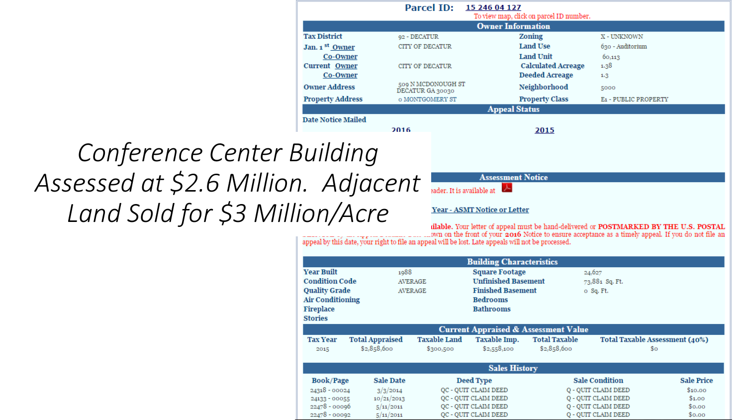*Conference Center Building Assessed at $2.6 Million. Adjacent Land Sold for $3 Million/Acre*

**Parcel ID:** 15 246 04 127

To view map, click on parcel ID number.

## Owner Information

| | | | |
|---|---|---|---|
| Tax District | 92 - DECATUR | Zoning | X - UNKNOWN |
| Jan. 1st Owner | CITY OF DECATUR | Land Use | 630 - Auditorium |
| Co-Owner | | Land Unit | 60,113 |
| Current Owner | CITY OF DECATUR | Calculated Acreage | 1.38 |
| Co-Owner | | Deeded Acreage | 1.3 |
| Owner Address | 509 N MCDONOUGH ST DECATUR GA 30030 | Neighborhood | 5000 |
| Property Address | 0 MONTGOMERY ST | Property Class | E1 - PUBLIC PROPERTY |

## Appeal Status

Date Notice Mailed

2016 2015

## Assessment Notice

...eader. It is available at

Year - ASMT Notice or Letter

...ilable. Your letter of appeal must be hand-delivered or POSTMARKED BY THE U.S. POSTAL ...own on the front of your 2016 Notice to ensure acceptance as a timely appeal. If you do not file an appeal by this date, your right to file an appeal will be lost. Late appeals will not be processed.

## Building Characteristics

| | | | |
|---|---|---|---|
| Year Built | 1988 | Square Footage | 24,627 |
| Condition Code | AVERAGE | Unfinished Basement | 73,881 Sq. Ft. |
| Quality Grade | AVERAGE | Finished Basement | 0 Sq. Ft. |
| Air Conditioning | | Bedrooms | |
| Fireplace | | Bathrooms | |
| Stories | | | |

## Current Appraised & Assessment Value

| Tax Year | Total Appraised | Taxable Land | Taxable Imp. | Total Taxable | Total Taxable Assessment (40%) |
|---|---|---|---|---|---|
| 2015 | $2,858,600 | $300,500 | $2,558,100 | $2,858,600 | $0 |

## Sales History

| Book/Page | Sale Date | Deed Type | Sale Condition | Sale Price |
|---|---|---|---|---|
| 24318 - 00024 | 3/3/2014 | QC - QUIT CLAIM DEED | Q - QUIT CLAIM DEED | $10.00 |
| 24133 - 00055 | 10/21/2013 | QC - QUIT CLAIM DEED | Q - QUIT CLAIM DEED | $1.00 |
| 22478 - 00096 | 5/11/2011 | QC - QUIT CLAIM DEED | Q - QUIT CLAIM DEED | $0.00 |
| 22478 - 00092 | 5/11/2011 | QC - QUIT CLAIM DEED | Q - QUIT CLAIM DEED | $0.00 |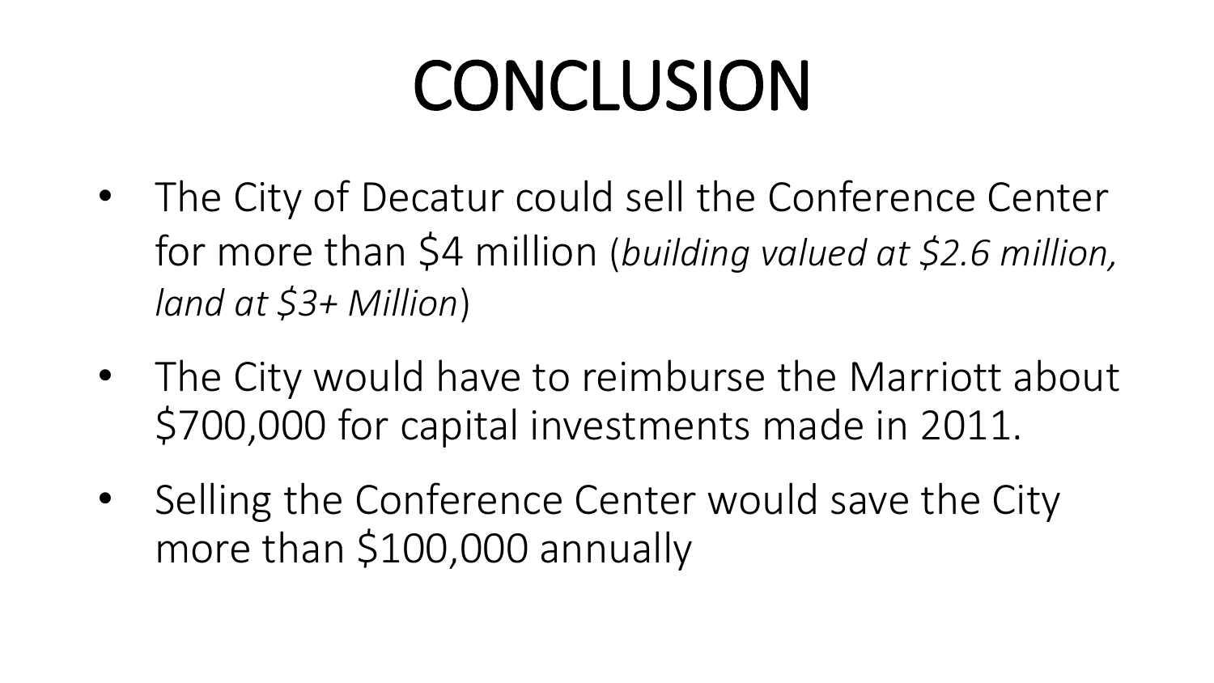# CONCLUSION

- The City of Decatur could sell the Conference Center for more than $4 million (*building valued at $2.6 million, land at $3+ Million*)
- The City would have to reimburse the Marriott about $700,000 for capital investments made in 2011.
- Selling the Conference Center would save the City more than $100,000 annually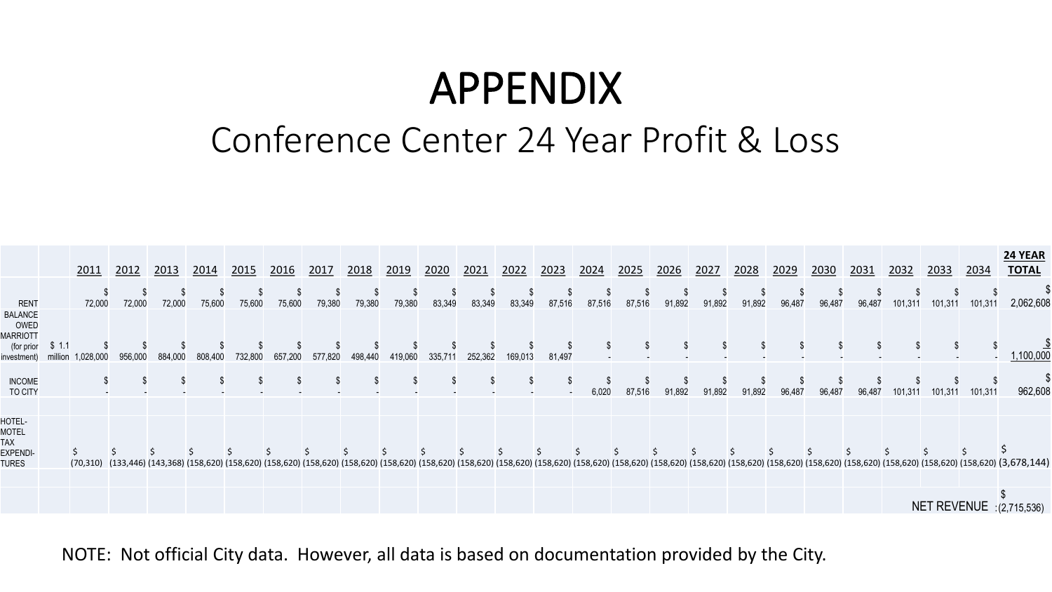# APPENDIX

## Conference Center 24 Year Profit & Loss

| | | 2011 | 2012 | 2013 | 2014 | 2015 | 2016 | 2017 | 2018 | 2019 | 2020 | 2021 | 2022 | 2023 | 2024 | 2025 | 2026 | 2027 | 2028 | 2029 | 2030 | 2031 | 2032 | 2033 | 2034 | **24 YEAR TOTAL** |
|---|---|---|---|---|---|---|---|---|---|---|---|---|---|---|---|---|---|---|---|---|---|---|---|---|---|---|
| RENT | | $ 72,000 | $ 72,000 | $ 72,000 | $ 75,600 | $ 75,600 | $ 75,600 | $ 79,380 | $ 79,380 | $ 79,380 | $ 83,349 | $ 83,349 | $ 83,349 | $ 87,516 | $ 87,516 | $ 87,516 | $ 91,892 | $ 91,892 | $ 91,892 | $ 96,487 | $ 96,487 | $ 96,487 | $ 101,311 | $ 101,311 | $ 101,311 | $ 2,062,608 |
| BALANCE OWED MARRIOTT (for prior investment) | $ 1.1 million | $ 1,028,000 | $ 956,000 | $ 884,000 | $ 808,400 | $ 732,800 | $ 657,200 | $ 577,820 | $ 498,440 | $ 419,060 | $ 335,711 | $ 252,362 | $ 169,013 | $ 81,497 | $ - | $ - | $ - | $ - | $ - | $ - | $ - | $ - | $ - | $ - | $ - | $ 1,100,000 |
| INCOME TO CITY | | $ - | $ - | $ - | $ - | $ - | $ - | $ - | $ - | $ - | $ - | $ - | $ - | $ - | $ 6,020 | $ 87,516 | $ 91,892 | $ 91,892 | $ 91,892 | $ 96,487 | $ 96,487 | $ 96,487 | $ 101,311 | $ 101,311 | $ 101,311 | $ 962,608 |
| | | | | | | | | | | | | | | | | | | | | | | | | | | |
| HOTEL-MOTEL TAX EXPENDI-TURES | | $ (70,310) | $ (133,446) | $ (143,368) | $ (158,620) | $ (158,620) | $ (158,620) | $ (158,620) | $ (158,620) | $ (158,620) | $ (158,620) | $ (158,620) | $ (158,620) | $ (158,620) | $ (158,620) | $ (158,620) | $ (158,620) | $ (158,620) | $ (158,620) | $ (158,620) | $ (158,620) | $ (158,620) | $ (158,620) | $ (158,620) | $ (158,620) | $ (3,678,144) |
| | | | | | | | | | | | | | | | | | | | | | | | | | | |
| | | | | | | | | | | | | | | | | | | | | | | | | | NET REVENUE | $ (2,715,536) |

NOTE: Not official City data. However, all data is based on documentation provided by the City.